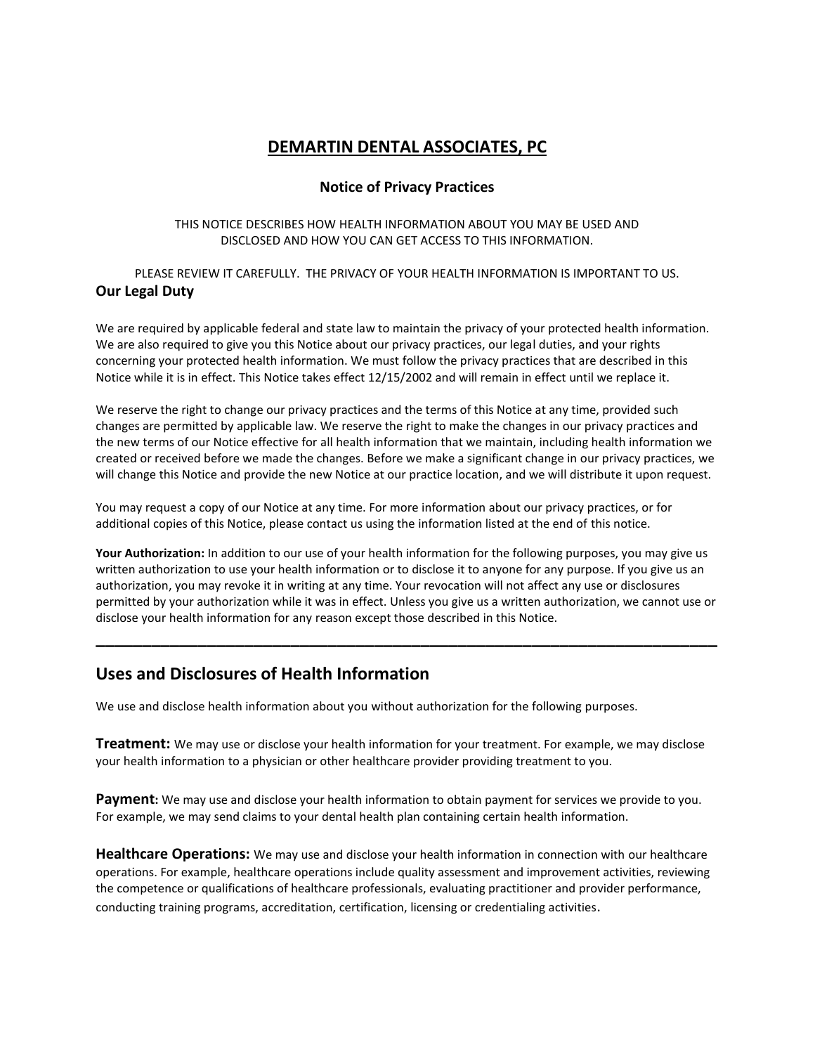# DEMARTIN DENTAL ASSOCIATES, PC

## Notice of Privacy Practices

THIS NOTICE DESCRIBES HOW HEALTH INFORMATION ABOUT YOU MAY BE USED AND DISCLOSED AND HOW YOU CAN GET ACCESS TO THIS INFORMATION.

PLEASE REVIEW IT CAREFULLY. THE PRIVACY OF YOUR HEALTH INFORMATION IS IMPORTANT TO US.

### Our Legal Duty

We are required by applicable federal and state law to maintain the privacy of your protected health information. We are also required to give you this Notice about our privacy practices, our legal duties, and your rights concerning your protected health information. We must follow the privacy practices that are described in this Notice while it is in effect. This Notice takes effect 12/15/2002 and will remain in effect until we replace it.

We reserve the right to change our privacy practices and the terms of this Notice at any time, provided such changes are permitted by applicable law. We reserve the right to make the changes in our privacy practices and the new terms of our Notice effective for all health information that we maintain, including health information we created or received before we made the changes. Before we make a significant change in our privacy practices, we will change this Notice and provide the new Notice at our practice location, and we will distribute it upon request.

You may request a copy of our Notice at any time. For more information about our privacy practices, or for additional copies of this Notice, please contact us using the information listed at the end of this notice.

**Your Authorization:** In addition to our use of your health information for the following purposes, you may give us written authorization to use your health information or to disclose it to anyone for any purpose. If you give us an authorization, you may revoke it in writing at any time. Your revocation will not affect any use or disclosures permitted by your authorization while it was in effect. Unless you give us a written authorization, we cannot use or disclose your health information for any reason except those described in this Notice.

---

## Uses and Disclosures of Health Information

We use and disclose health information about you without authorization for the following purposes.

**Treatment:** We may use or disclose your health information for your treatment. For example, we may disclose your health information to a physician or other healthcare provider providing treatment to you.

**Payment:** We may use and disclose your health information to obtain payment for services we provide to you. For example, we may send claims to your dental health plan containing certain health information.

**Healthcare Operations:** We may use and disclose your health information in connection with our healthcare operations. For example, healthcare operations include quality assessment and improvement activities, reviewing the competence or qualifications of healthcare professionals, evaluating practitioner and provider performance, conducting training programs, accreditation, certification, licensing or credentialing activities.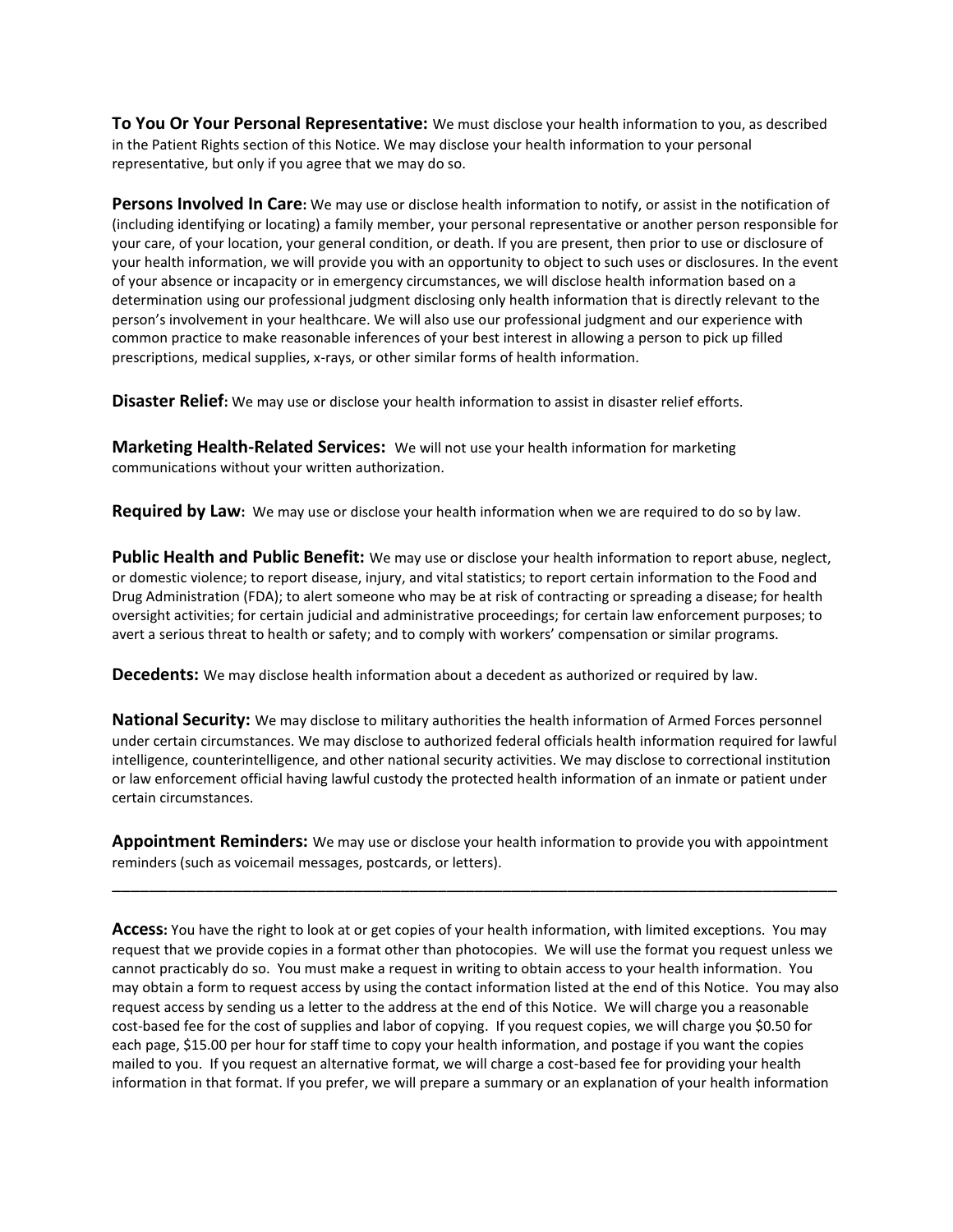**To You Or Your Personal Representative:** We must disclose your health information to you, as described in the Patient Rights section of this Notice. We may disclose your health information to your personal representative, but only if you agree that we may do so.

**Persons Involved In Care:** We may use or disclose health information to notify, or assist in the notification of (including identifying or locating) a family member, your personal representative or another person responsible for your care, of your location, your general condition, or death. If you are present, then prior to use or disclosure of your health information, we will provide you with an opportunity to object to such uses or disclosures. In the event of your absence or incapacity or in emergency circumstances, we will disclose health information based on a determination using our professional judgment disclosing only health information that is directly relevant to the person's involvement in your healthcare. We will also use our professional judgment and our experience with common practice to make reasonable inferences of your best interest in allowing a person to pick up filled prescriptions, medical supplies, x-rays, or other similar forms of health information.

**Disaster Relief:** We may use or disclose your health information to assist in disaster relief efforts.

**Marketing Health-Related Services:** We will not use your health information for marketing communications without your written authorization.

**Required by Law:** We may use or disclose your health information when we are required to do so by law.

**Public Health and Public Benefit:** We may use or disclose your health information to report abuse, neglect, or domestic violence; to report disease, injury, and vital statistics; to report certain information to the Food and Drug Administration (FDA); to alert someone who may be at risk of contracting or spreading a disease; for health oversight activities; for certain judicial and administrative proceedings; for certain law enforcement purposes; to avert a serious threat to health or safety; and to comply with workers' compensation or similar programs.

**Decedents:** We may disclose health information about a decedent as authorized or required by law.

**National Security:** We may disclose to military authorities the health information of Armed Forces personnel under certain circumstances. We may disclose to authorized federal officials health information required for lawful intelligence, counterintelligence, and other national security activities. We may disclose to correctional institution or law enforcement official having lawful custody the protected health information of an inmate or patient under certain circumstances.

**Appointment Reminders:** We may use or disclose your health information to provide you with appointment reminders (such as voicemail messages, postcards, or letters).

---

**Access:** You have the right to look at or get copies of your health information, with limited exceptions. You may request that we provide copies in a format other than photocopies. We will use the format you request unless we cannot practicably do so. You must make a request in writing to obtain access to your health information. You may obtain a form to request access by using the contact information listed at the end of this Notice. You may also request access by sending us a letter to the address at the end of this Notice. We will charge you a reasonable cost-based fee for the cost of supplies and labor of copying. If you request copies, we will charge you $0.50 for each page, $15.00 per hour for staff time to copy your health information, and postage if you want the copies mailed to you. If you request an alternative format, we will charge a cost-based fee for providing your health information in that format. If you prefer, we will prepare a summary or an explanation of your health information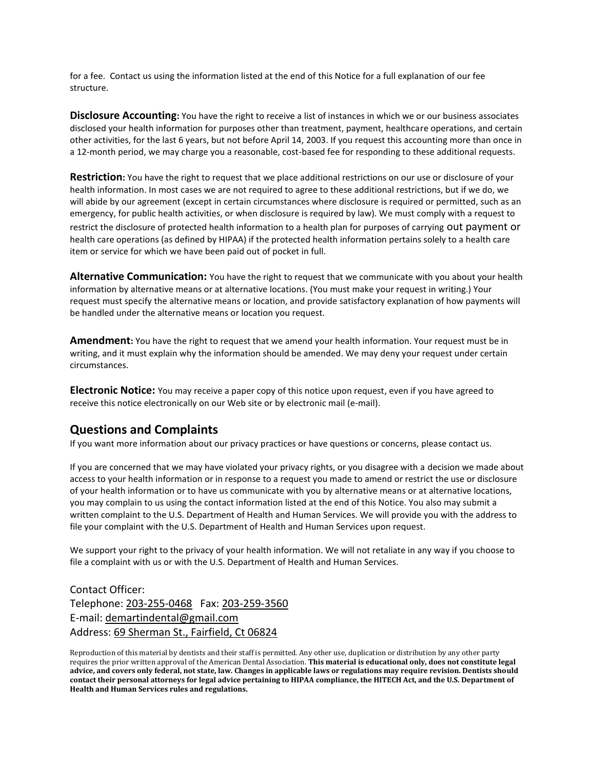for a fee. Contact us using the information listed at the end of this Notice for a full explanation of our fee structure.

**Disclosure Accounting:** You have the right to receive a list of instances in which we or our business associates disclosed your health information for purposes other than treatment, payment, healthcare operations, and certain other activities, for the last 6 years, but not before April 14, 2003. If you request this accounting more than once in a 12-month period, we may charge you a reasonable, cost-based fee for responding to these additional requests.

**Restriction:** You have the right to request that we place additional restrictions on our use or disclosure of your health information. In most cases we are not required to agree to these additional restrictions, but if we do, we will abide by our agreement (except in certain circumstances where disclosure is required or permitted, such as an emergency, for public health activities, or when disclosure is required by law). We must comply with a request to restrict the disclosure of protected health information to a health plan for purposes of carrying out payment or health care operations (as defined by HIPAA) if the protected health information pertains solely to a health care item or service for which we have been paid out of pocket in full.

**Alternative Communication:** You have the right to request that we communicate with you about your health information by alternative means or at alternative locations. (You must make your request in writing.) Your request must specify the alternative means or location, and provide satisfactory explanation of how payments will be handled under the alternative means or location you request.

**Amendment:** You have the right to request that we amend your health information. Your request must be in writing, and it must explain why the information should be amended. We may deny your request under certain circumstances.

**Electronic Notice:** You may receive a paper copy of this notice upon request, even if you have agreed to receive this notice electronically on our Web site or by electronic mail (e-mail).

## Questions and Complaints

If you want more information about our privacy practices or have questions or concerns, please contact us.

If you are concerned that we may have violated your privacy rights, or you disagree with a decision we made about access to your health information or in response to a request you made to amend or restrict the use or disclosure of your health information or to have us communicate with you by alternative means or at alternative locations, you may complain to us using the contact information listed at the end of this Notice. You also may submit a written complaint to the U.S. Department of Health and Human Services. We will provide you with the address to file your complaint with the U.S. Department of Health and Human Services upon request.

We support your right to the privacy of your health information. We will not retaliate in any way if you choose to file a complaint with us or with the U.S. Department of Health and Human Services.

Contact Officer:
Telephone: 203-255-0468 Fax: 203-259-3560
E-mail: demartindental@gmail.com
Address: 69 Sherman St., Fairfield, Ct 06824

Reproduction of this material by dentists and their staff is permitted. Any other use, duplication or distribution by any other party requires the prior written approval of the American Dental Association. **This material is educational only, does not constitute legal advice, and covers only federal, not state, law. Changes in applicable laws or regulations may require revision. Dentists should contact their personal attorneys for legal advice pertaining to HIPAA compliance, the HITECH Act, and the U.S. Department of Health and Human Services rules and regulations.**